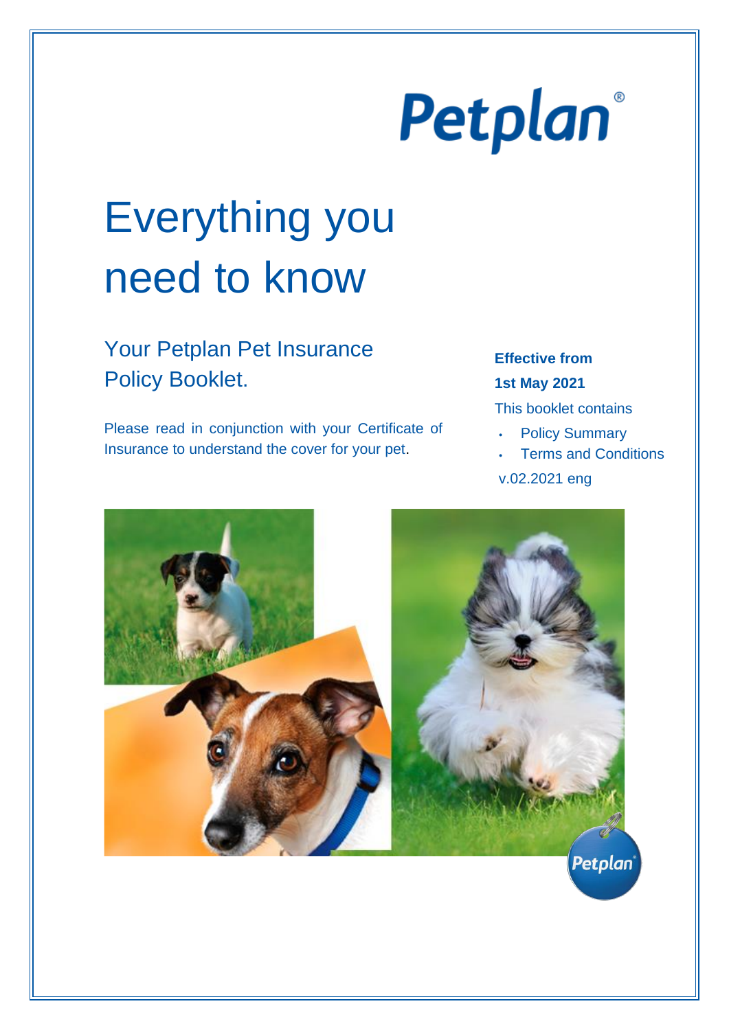Petplan®

# Everything you need to know

## Your Petplan Pet Insurance Policy Booklet.

Please read in conjunction with your Certificate of Insurance to understand the cover for your pet.

**Effective from**

**1st May 2021**

This booklet contains

- Policy Summary
- Terms and Conditions

v.02.2021 eng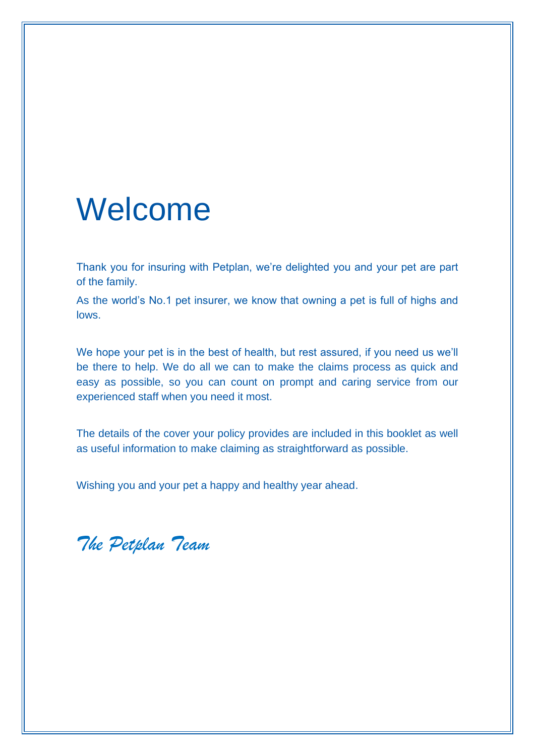# Welcome

Thank you for insuring with Petplan, we're delighted you and your pet are part of the family.

As the world's No.1 pet insurer, we know that owning a pet is full of highs and lows.

We hope your pet is in the best of health, but rest assured, if you need us we'll be there to help. We do all we can to make the claims process as quick and easy as possible, so you can count on prompt and caring service from our experienced staff when you need it most.

The details of the cover your policy provides are included in this booklet as well as useful information to make claiming as straightforward as possible.

Wishing you and your pet a happy and healthy year ahead.

*The Petplan Team*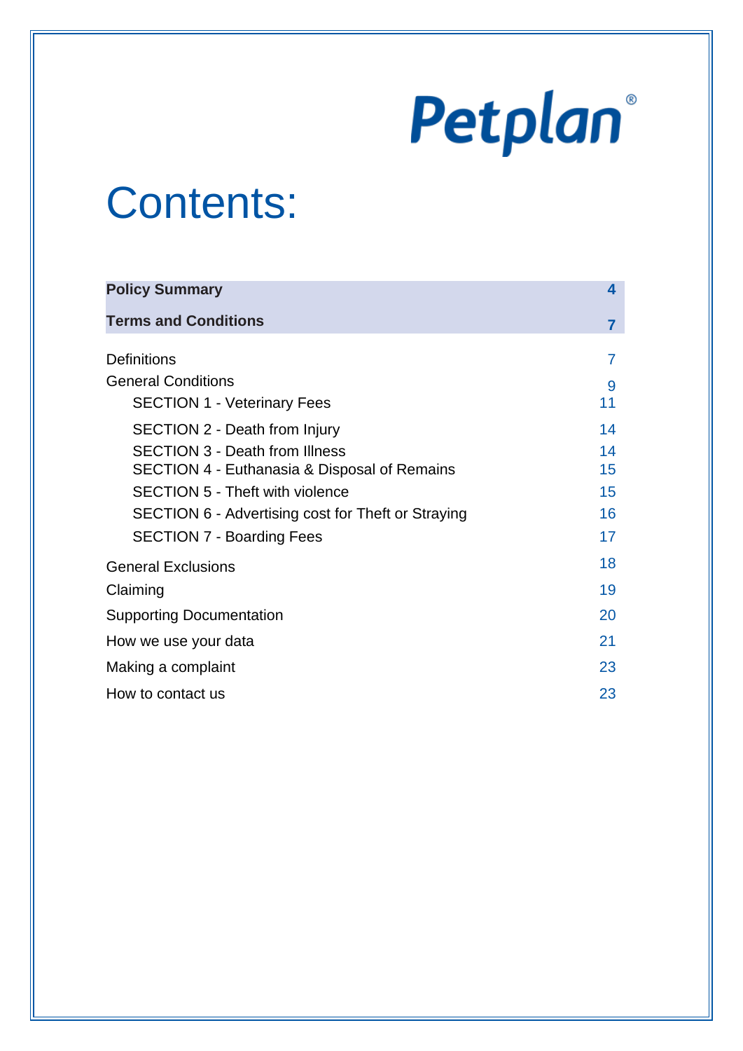Petplan®

# Contents:

| | |
|---|---|
| **Policy Summary** | **4** |
| **Terms and Conditions** | **7** |
| Definitions | 7 |
| General Conditions | 9 |
| SECTION 1 - Veterinary Fees | 11 |
| SECTION 2 - Death from Injury | 14 |
| SECTION 3 - Death from Illness | 14 |
| SECTION 4 - Euthanasia & Disposal of Remains | 15 |
| SECTION 5 - Theft with violence | 15 |
| SECTION 6 - Advertising cost for Theft or Straying | 16 |
| SECTION 7 - Boarding Fees | 17 |
| General Exclusions | 18 |
| Claiming | 19 |
| Supporting Documentation | 20 |
| How we use your data | 21 |
| Making a complaint | 23 |
| How to contact us | 23 |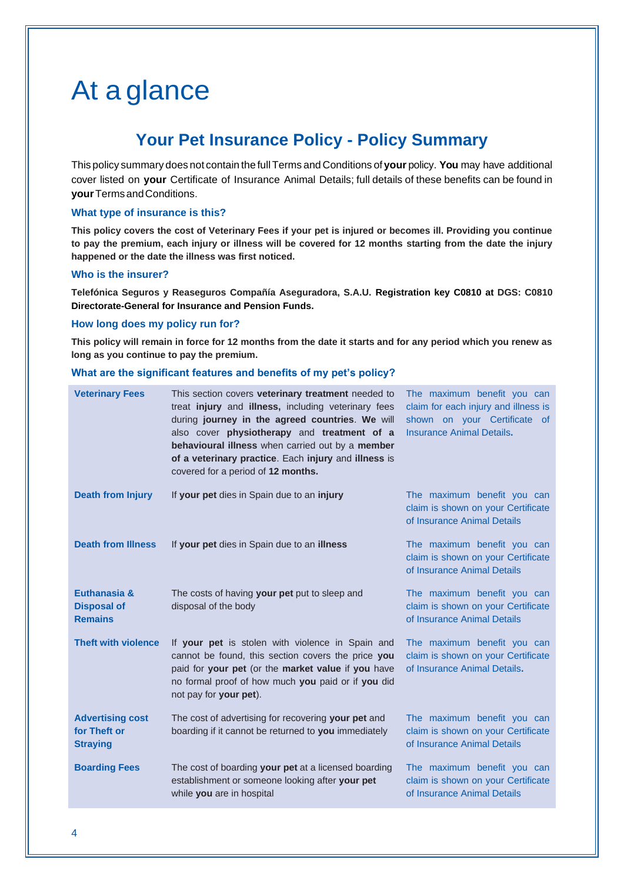# At a glance

## Your Pet Insurance Policy - Policy Summary

This policy summary does not contain the full Terms and Conditions of **your** policy. **You** may have additional cover listed on **your** Certificate of Insurance Animal Details; full details of these benefits can be found in **your** Terms and Conditions.

### What type of insurance is this?

**This policy covers the cost of Veterinary Fees if your pet is injured or becomes ill. Providing you continue to pay the premium, each injury or illness will be covered for 12 months starting from the date the injury happened or the date the illness was first noticed.**

### Who is the insurer?

**Telefónica Seguros y Reaseguros Compañía Aseguradora, S.A.U. Registration key C0810 at DGS: C0810 Directorate-General for Insurance and Pension Funds.**

### How long does my policy run for?

**This policy will remain in force for 12 months from the date it starts and for any period which you renew as long as you continue to pay the premium.**

### What are the significant features and benefits of my pet's policy?

| | | |
|---|---|---|
| **Veterinary Fees** | This section covers **veterinary treatment** needed to treat **injury** and **illness,** including veterinary fees during **journey in the agreed countries**. **We** will also cover **physiotherapy** and **treatment of a behavioural illness** when carried out by a **member of a veterinary practice**. Each **injury** and **illness** is covered for a period of **12 months.** | The maximum benefit you can claim for each injury and illness is shown on your Certificate of Insurance Animal Details**.** |
| **Death from Injury** | If **your pet** dies in Spain due to an **injury** | The maximum benefit you can claim is shown on your Certificate of Insurance Animal Details |
| **Death from Illness** | If **your pet** dies in Spain due to an **illness** | The maximum benefit you can claim is shown on your Certificate of Insurance Animal Details |
| **Euthanasia & Disposal of Remains** | The costs of having **your pet** put to sleep and disposal of the body | The maximum benefit you can claim is shown on your Certificate of Insurance Animal Details |
| **Theft with violence** | If **your pet** is stolen with violence in Spain and cannot be found, this section covers the price **you** paid for **your pet** (or the **market value** if **you** have no formal proof of how much **you** paid or if **you** did not pay for **your pet**). | The maximum benefit you can claim is shown on your Certificate of Insurance Animal Details**.** |
| **Advertising cost for Theft or Straying** | The cost of advertising for recovering **your pet** and boarding if it cannot be returned to **you** immediately | The maximum benefit you can claim is shown on your Certificate of Insurance Animal Details |
| **Boarding Fees** | The cost of boarding **your pet** at a licensed boarding establishment or someone looking after **your pet** while **you** are in hospital | The maximum benefit you can claim is shown on your Certificate of Insurance Animal Details |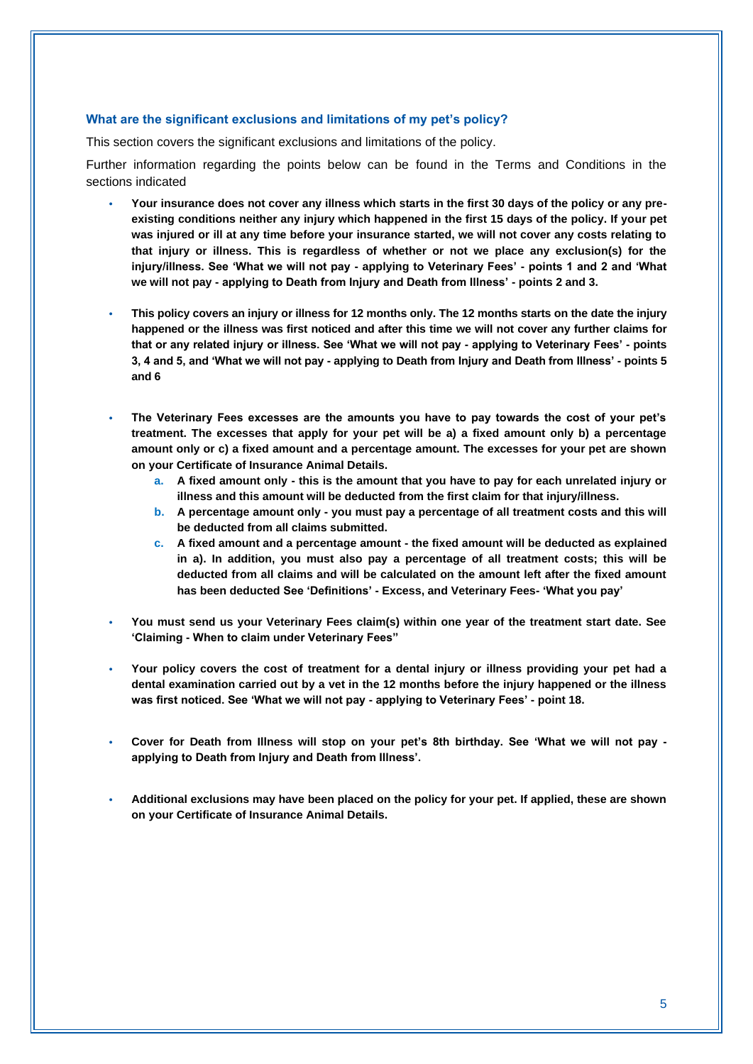### What are the significant exclusions and limitations of my pet's policy?

This section covers the significant exclusions and limitations of the policy.

Further information regarding the points below can be found in the Terms and Conditions in the sections indicated

- **Your insurance does not cover any illness which starts in the first 30 days of the policy or any pre-existing conditions neither any injury which happened in the first 15 days of the policy. If your pet was injured or ill at any time before your insurance started, we will not cover any costs relating to that injury or illness. This is regardless of whether or not we place any exclusion(s) for the injury/illness. See 'What we will not pay - applying to Veterinary Fees' - points 1 and 2 and 'What we will not pay - applying to Death from Injury and Death from Illness' - points 2 and 3.**

- **This policy covers an injury or illness for 12 months only. The 12 months starts on the date the injury happened or the illness was first noticed and after this time we will not cover any further claims for that or any related injury or illness. See 'What we will not pay - applying to Veterinary Fees' - points 3, 4 and 5, and 'What we will not pay - applying to Death from Injury and Death from Illness' - points 5 and 6**

- **The Veterinary Fees excesses are the amounts you have to pay towards the cost of your pet's treatment. The excesses that apply for your pet will be a) a fixed amount only b) a percentage amount only or c) a fixed amount and a percentage amount. The excesses for your pet are shown on your Certificate of Insurance Animal Details.**
    a. **A fixed amount only - this is the amount that you have to pay for each unrelated injury or illness and this amount will be deducted from the first claim for that injury/illness.**
    b. **A percentage amount only - you must pay a percentage of all treatment costs and this will be deducted from all claims submitted.**
    c. **A fixed amount and a percentage amount - the fixed amount will be deducted as explained in a). In addition, you must also pay a percentage of all treatment costs; this will be deducted from all claims and will be calculated on the amount left after the fixed amount has been deducted See 'Definitions' - Excess, and Veterinary Fees- 'What you pay'**

- **You must send us your Veterinary Fees claim(s) within one year of the treatment start date. See 'Claiming - When to claim under Veterinary Fees"**

- **Your policy covers the cost of treatment for a dental injury or illness providing your pet had a dental examination carried out by a vet in the 12 months before the injury happened or the illness was first noticed. See 'What we will not pay - applying to Veterinary Fees' - point 18.**

- **Cover for Death from Illness will stop on your pet's 8th birthday. See 'What we will not pay - applying to Death from Injury and Death from Illness'.**

- **Additional exclusions may have been placed on the policy for your pet. If applied, these are shown on your Certificate of Insurance Animal Details.**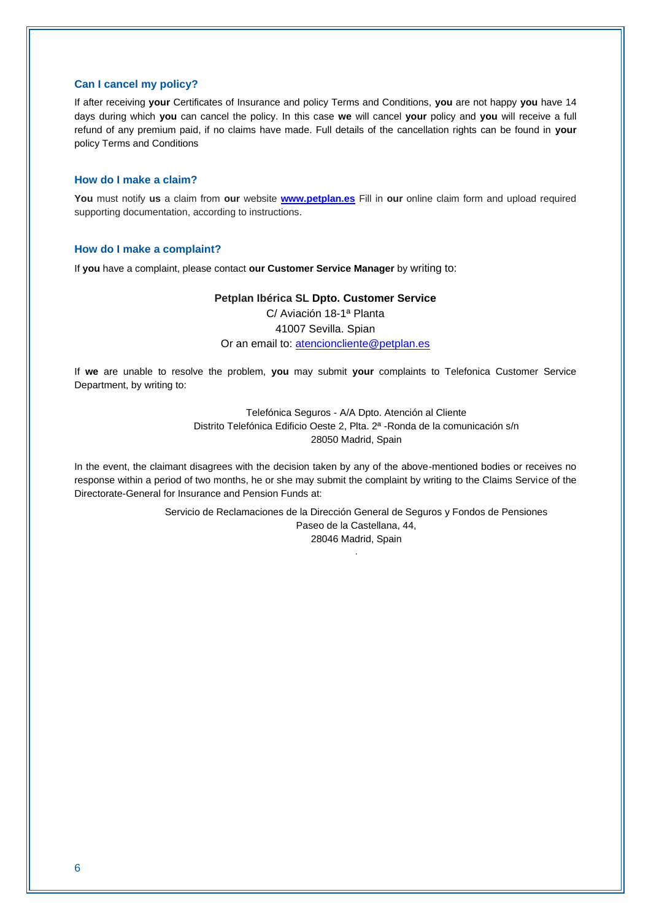### Can I cancel my policy?

If after receiving **your** Certificates of Insurance and policy Terms and Conditions, **you** are not happy **you** have 14 days during which **you** can cancel the policy. In this case **we** will cancel **your** policy and **you** will receive a full refund of any premium paid, if no claims have made. Full details of the cancellation rights can be found in **your** policy Terms and Conditions

### How do I make a claim?

**You** must notify **us** a claim from **our** website **www.petplan.es** Fill in **our** online claim form and upload required supporting documentation, according to instructions.

### How do I make a complaint?

If **you** have a complaint, please contact **our Customer Service Manager** by writing to:

**Petplan Ibérica SL Dpto. Customer Service**
C/ Aviación 18-1ª Planta
41007 Sevilla. Spian
Or an email to: atencioncliente@petplan.es

If **we** are unable to resolve the problem, **you** may submit **your** complaints to Telefonica Customer Service Department, by writing to:

Telefónica Seguros - A/A Dpto. Atención al Cliente
Distrito Telefónica Edificio Oeste 2, Plta. 2ª -Ronda de la comunicación s/n
28050 Madrid, Spain

In the event, the claimant disagrees with the decision taken by any of the above-mentioned bodies or receives no response within a period of two months, he or she may submit the complaint by writing to the Claims Service of the Directorate-General for Insurance and Pension Funds at:

Servicio de Reclamaciones de la Dirección General de Seguros y Fondos de Pensiones
Paseo de la Castellana, 44,
28046 Madrid, Spain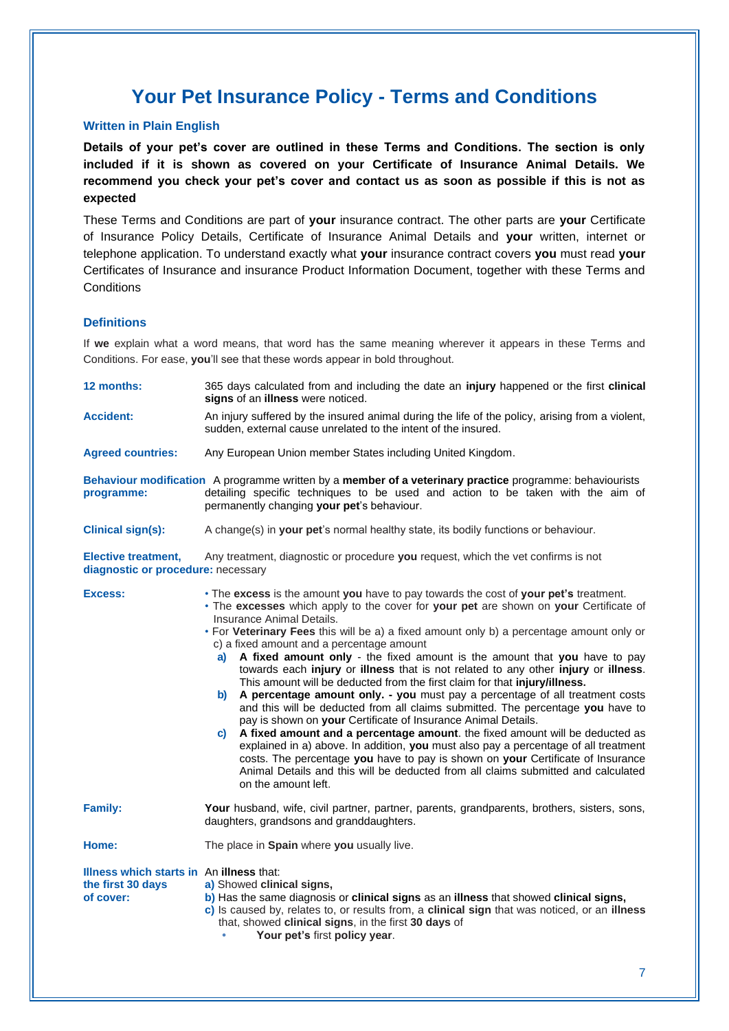# Your Pet Insurance Policy - Terms and Conditions

### Written in Plain English

**Details of your pet's cover are outlined in these Terms and Conditions. The section is only included if it is shown as covered on your Certificate of Insurance Animal Details. We recommend you check your pet's cover and contact us as soon as possible if this is not as expected**

These Terms and Conditions are part of **your** insurance contract. The other parts are **your** Certificate of Insurance Policy Details, Certificate of Insurance Animal Details and **your** written, internet or telephone application. To understand exactly what **your** insurance contract covers **you** must read **your** Certificates of Insurance and insurance Product Information Document, together with these Terms and Conditions

### Definitions

If **we** explain what a word means, that word has the same meaning wherever it appears in these Terms and Conditions. For ease, **you**'ll see that these words appear in bold throughout.

**12 months:** 365 days calculated from and including the date an **injury** happened or the first **clinical signs** of an **illness** were noticed.

**Accident:** An injury suffered by the insured animal during the life of the policy, arising from a violent, sudden, external cause unrelated to the intent of the insured.

**Agreed countries:** Any European Union member States including United Kingdom.

**Behaviour modification programme:** A programme written by a **member of a veterinary practice** programme: behaviourists detailing specific techniques to be used and action to be taken with the aim of permanently changing **your pet**'s behaviour.

**Clinical sign(s):** A change(s) in **your pet**'s normal healthy state, its bodily functions or behaviour.

**Elective treatment, diagnostic or procedure:** Any treatment, diagnostic or procedure **you** request, which the vet confirms is not necessary

**Excess:**

- The **excess** is the amount **you** have to pay towards the cost of **your pet's** treatment.
- The **excesses** which apply to the cover for **your pet** are shown on **your** Certificate of Insurance Animal Details.
- For **Veterinary Fees** this will be a) a fixed amount only b) a percentage amount only or c) a fixed amount and a percentage amount
  - **a) A fixed amount only** - the fixed amount is the amount that **you** have to pay towards each **injury** or **illness** that is not related to any other **injury** or **illness**. This amount will be deducted from the first claim for that **injury/illness.**
  - **b) A percentage amount only. - you** must pay a percentage of all treatment costs and this will be deducted from all claims submitted. The percentage **you** have to pay is shown on **your** Certificate of Insurance Animal Details.
  - **c) A fixed amount and a percentage amount**. the fixed amount will be deducted as explained in a) above. In addition, **you** must also pay a percentage of all treatment costs. The percentage **you** have to pay is shown on **your** Certificate of Insurance Animal Details and this will be deducted from all claims submitted and calculated on the amount left.

**Family:** **Your** husband, wife, civil partner, partner, parents, grandparents, brothers, sisters, sons, daughters, grandsons and granddaughters.

**Home:** The place in **Spain** where **you** usually live.

**Illness which starts in the first 30 days of cover:** An **illness** that:

**a)** Showed **clinical signs,**
**b)** Has the same diagnosis or **clinical signs** as an **illness** that showed **clinical signs,**
**c)** Is caused by, relates to, or results from, a **clinical sign** that was noticed, or an **illness** that, showed **clinical signs**, in the first **30 days** of

- **Your pet's** first **policy year**.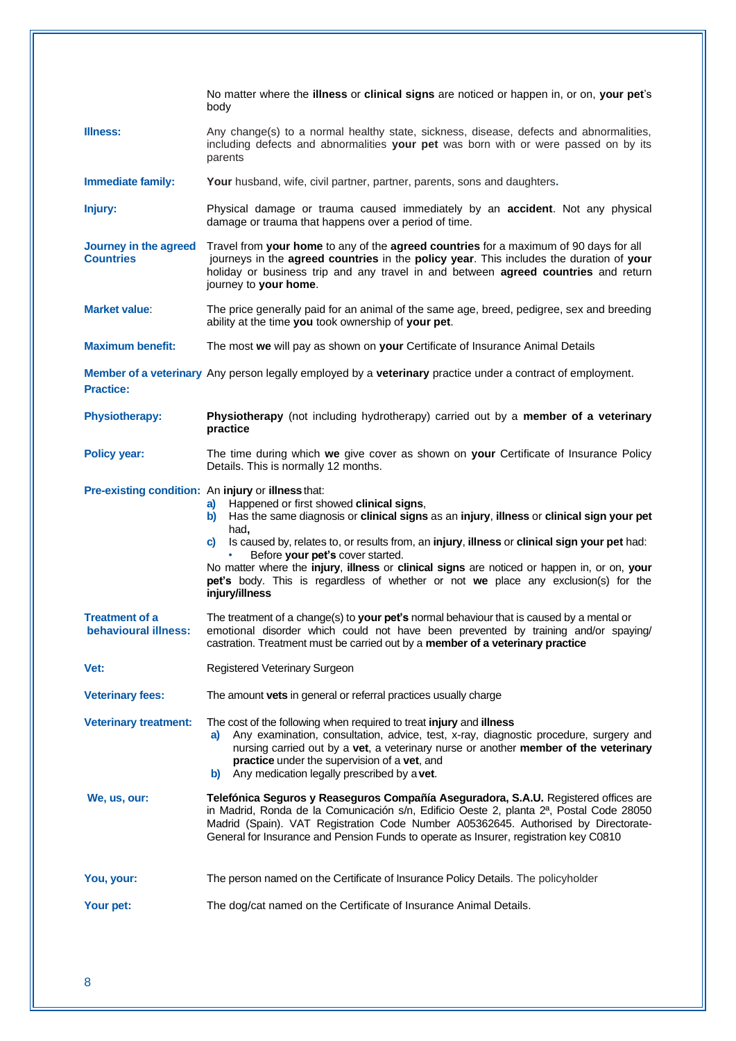No matter where the **illness** or **clinical signs** are noticed or happen in, or on, **your pet**'s body

**Illness:** Any change(s) to a normal healthy state, sickness, disease, defects and abnormalities, including defects and abnormalities **your pet** was born with or were passed on by its parents

**Immediate family:** **Your** husband, wife, civil partner, partner, parents, sons and daughters**.**

**Injury:** Physical damage or trauma caused immediately by an **accident**. Not any physical damage or trauma that happens over a period of time.

**Journey in the agreed Countries** Travel from **your home** to any of the **agreed countries** for a maximum of 90 days for all journeys in the **agreed countries** in the **policy year**. This includes the duration of **your** holiday or business trip and any travel in and between **agreed countries** and return journey to **your home**.

**Market value**: The price generally paid for an animal of the same age, breed, pedigree, sex and breeding ability at the time **you** took ownership of **your pet**.

**Maximum benefit:** The most **we** will pay as shown on **your** Certificate of Insurance Animal Details

**Member of a veterinary Practice:** Any person legally employed by a **veterinary** practice under a contract of employment.

**Physiotherapy:** **Physiotherapy** (not including hydrotherapy) carried out by a **member of a veterinary practice**

**Policy year:** The time during which **we** give cover as shown on **your** Certificate of Insurance Policy Details. This is normally 12 months.

**Pre-existing condition:** An **injury** or **illness** that:

- **a)** Happened or first showed **clinical signs**,
- **b)** Has the same diagnosis or **clinical signs** as an **injury**, **illness** or **clinical sign your pet** had**,**
- **c)** Is caused by, relates to, or results from, an **injury**, **illness** or **clinical sign your pet** had:
  - Before **your pet's** cover started.

No matter where the **injury**, **illness** or **clinical signs** are noticed or happen in, or on, **your pet's** body. This is regardless of whether or not **we** place any exclusion(s) for the **injury/illness**

**Treatment of a behavioural illness:** The treatment of a change(s) to **your pet's** normal behaviour that is caused by a mental or emotional disorder which could not have been prevented by training and/or spaying/ castration. Treatment must be carried out by a **member of a veterinary practice**

**Vet:** Registered Veterinary Surgeon

**Veterinary fees:** The amount **vets** in general or referral practices usually charge

**Veterinary treatment:** The cost of the following when required to treat **injury** and **illness**

- **a)** Any examination, consultation, advice, test, x-ray, diagnostic procedure, surgery and nursing carried out by a **vet**, a veterinary nurse or another **member of the veterinary practice** under the supervision of a **vet**, and
- **b)** Any medication legally prescribed by a **vet**.

**We, us, our:** **Telefónica Seguros y Reaseguros Compañía Aseguradora, S.A.U.** Registered offices are in Madrid, Ronda de la Comunicación s/n, Edificio Oeste 2, planta 2ª, Postal Code 28050 Madrid (Spain). VAT Registration Code Number A05362645. Authorised by Directorate-General for Insurance and Pension Funds to operate as Insurer, registration key C0810

**You, your:** The person named on the Certificate of Insurance Policy Details. The policyholder

**Your pet:** The dog/cat named on the Certificate of Insurance Animal Details.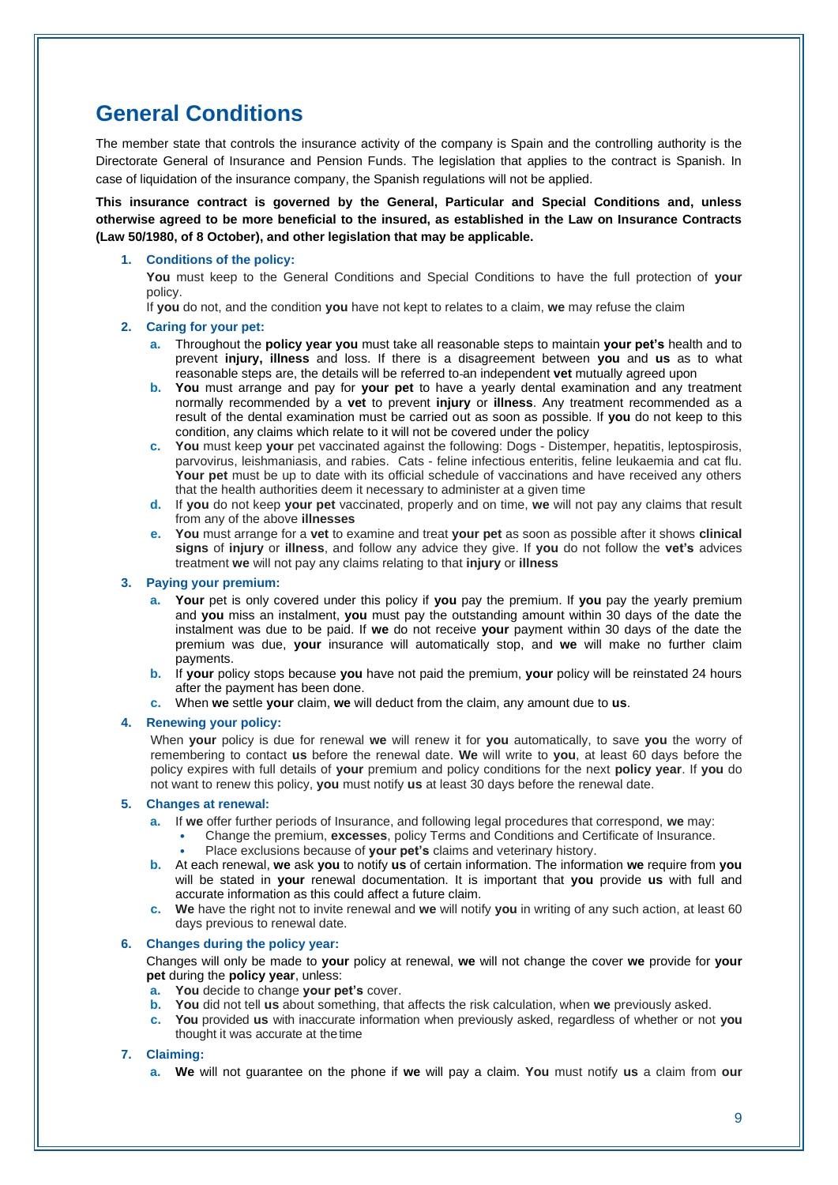# General Conditions

The member state that controls the insurance activity of the company is Spain and the controlling authority is the Directorate General of Insurance and Pension Funds. The legislation that applies to the contract is Spanish. In case of liquidation of the insurance company, the Spanish regulations will not be applied.

**This insurance contract is governed by the General, Particular and Special Conditions and, unless otherwise agreed to be more beneficial to the insured, as established in the Law on Insurance Contracts (Law 50/1980, of 8 October), and other legislation that may be applicable.**

1. **Conditions of the policy:**

   **You** must keep to the General Conditions and Special Conditions to have the full protection of **your** policy.

   If **you** do not, and the condition **you** have not kept to relates to a claim, **we** may refuse the claim

2. **Caring for your pet:**

   a. Throughout the **policy year you** must take all reasonable steps to maintain **your pet's** health and to prevent **injury, illness** and loss. If there is a disagreement between **you** and **us** as to what reasonable steps are, the details will be referred to an independent **vet** mutually agreed upon

   b. **You** must arrange and pay for **your pet** to have a yearly dental examination and any treatment normally recommended by a **vet** to prevent **injury** or **illness**. Any treatment recommended as a result of the dental examination must be carried out as soon as possible. If **you** do not keep to this condition, any claims which relate to it will not be covered under the policy

   c. **You** must keep **your** pet vaccinated against the following: Dogs - Distemper, hepatitis, leptospirosis, parvovirus, leishmaniasis, and rabies. Cats - feline infectious enteritis, feline leukaemia and cat flu. **Your pet** must be up to date with its official schedule of vaccinations and have received any others that the health authorities deem it necessary to administer at a given time

   d. If **you** do not keep **your pet** vaccinated, properly and on time, **we** will not pay any claims that result from any of the above **illnesses**

   e. **You** must arrange for a **vet** to examine and treat **your pet** as soon as possible after it shows **clinical signs** of **injury** or **illness**, and follow any advice they give. If **you** do not follow the **vet's** advices treatment **we** will not pay any claims relating to that **injury** or **illness**

3. **Paying your premium:**

   a. **Your** pet is only covered under this policy if **you** pay the premium. If **you** pay the yearly premium and **you** miss an instalment, **you** must pay the outstanding amount within 30 days of the date the instalment was due to be paid. If **we** do not receive **your** payment within 30 days of the date the premium was due, **your** insurance will automatically stop, and **we** will make no further claim payments.

   b. If **your** policy stops because **you** have not paid the premium, **your** policy will be reinstated 24 hours after the payment has been done.

   c. When **we** settle **your** claim, **we** will deduct from the claim, any amount due to **us**.

4. **Renewing your policy:**

   When **your** policy is due for renewal **we** will renew it for **you** automatically, to save **you** the worry of remembering to contact **us** before the renewal date. **We** will write to **you**, at least 60 days before the policy expires with full details of **your** premium and policy conditions for the next **policy year**. If **you** do not want to renew this policy, **you** must notify **us** at least 30 days before the renewal date.

5. **Changes at renewal:**

   a. If **we** offer further periods of Insurance, and following legal procedures that correspond, **we** may:
      - Change the premium, **excesses**, policy Terms and Conditions and Certificate of Insurance.
      - Place exclusions because of **your pet's** claims and veterinary history.

   b. At each renewal, **we** ask **you** to notify **us** of certain information. The information **we** require from **you** will be stated in **your** renewal documentation. It is important that **you** provide **us** with full and accurate information as this could affect a future claim.

   c. **We** have the right not to invite renewal and **we** will notify **you** in writing of any such action, at least 60 days previous to renewal date.

6. **Changes during the policy year:**

   Changes will only be made to **your** policy at renewal, **we** will not change the cover **we** provide for **your pet** during the **policy year**, unless:

   a. **You** decide to change **your pet's** cover.

   b. **You** did not tell **us** about something, that affects the risk calculation, when **we** previously asked.

   c. **You** provided **us** with inaccurate information when previously asked, regardless of whether or not **you** thought it was accurate at the time

7. **Claiming:**

   a. **We** will not guarantee on the phone if **we** will pay a claim. **You** must notify **us** a claim from **our**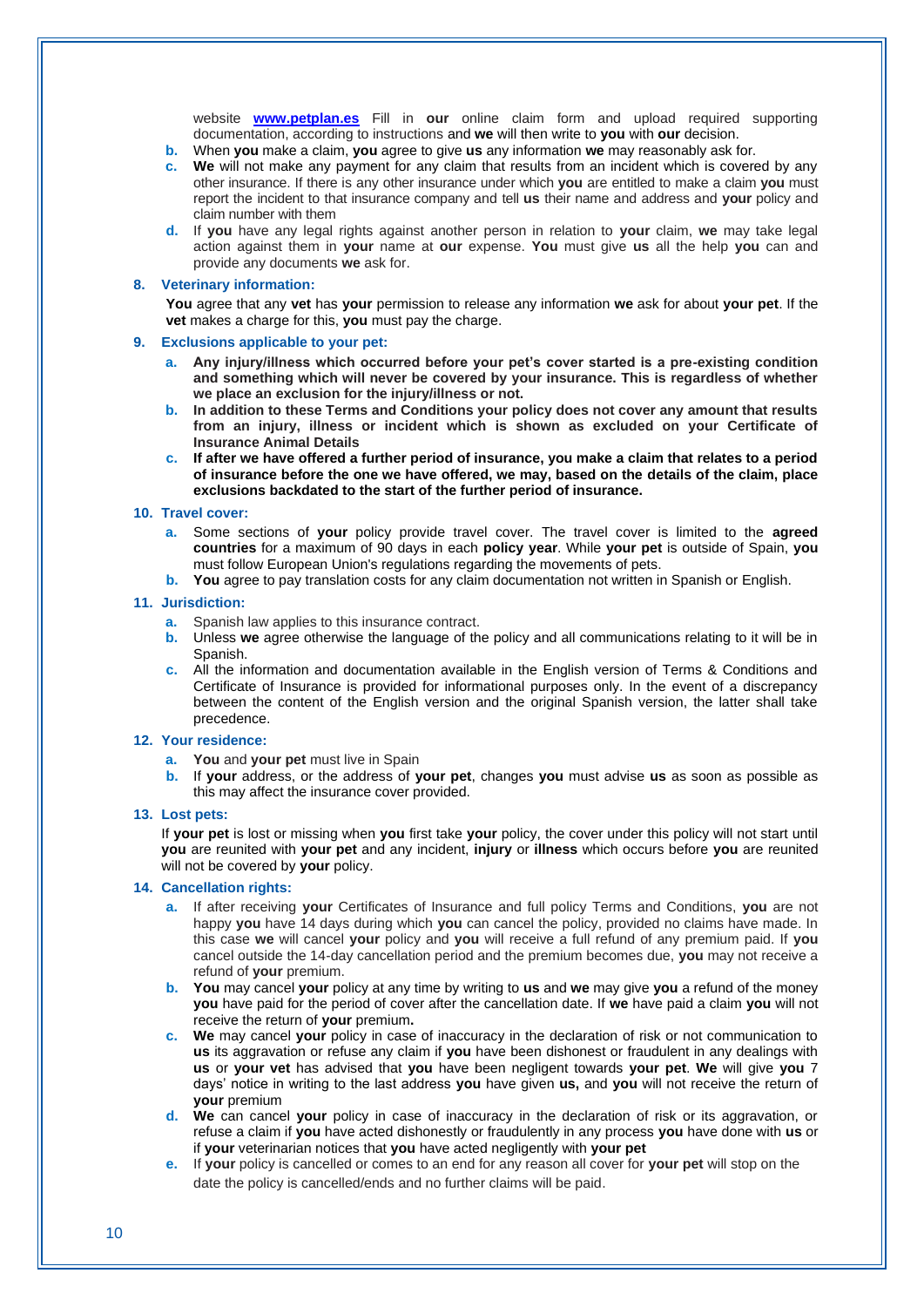website **www.petplan.es** Fill in **our** online claim form and upload required supporting documentation, according to instructions and **we** will then write to **you** with **our** decision.

b. When **you** make a claim, **you** agree to give **us** any information **we** may reasonably ask for.

c. **We** will not make any payment for any claim that results from an incident which is covered by any other insurance. If there is any other insurance under which **you** are entitled to make a claim **you** must report the incident to that insurance company and tell **us** their name and address and **your** policy and claim number with them

d. If **you** have any legal rights against another person in relation to **your** claim, **we** may take legal action against them in **your** name at **our** expense. **You** must give **us** all the help **you** can and provide any documents **we** ask for.

**8. Veterinary information:**

**You** agree that any **vet** has **your** permission to release any information **we** ask for about **your pet**. If the **vet** makes a charge for this, **you** must pay the charge.

**9. Exclusions applicable to your pet:**

a. **Any injury/illness which occurred before your pet's cover started is a pre-existing condition and something which will never be covered by your insurance. This is regardless of whether we place an exclusion for the injury/illness or not.**

b. **In addition to these Terms and Conditions your policy does not cover any amount that results from an injury, illness or incident which is shown as excluded on your Certificate of Insurance Animal Details**

c. **If after we have offered a further period of insurance, you make a claim that relates to a period of insurance before the one we have offered, we may, based on the details of the claim, place exclusions backdated to the start of the further period of insurance.**

**10. Travel cover:**

a. Some sections of **your** policy provide travel cover. The travel cover is limited to the **agreed countries** for a maximum of 90 days in each **policy year**. While **your pet** is outside of Spain, **you** must follow European Union's regulations regarding the movements of pets.

b. **You** agree to pay translation costs for any claim documentation not written in Spanish or English.

**11. Jurisdiction:**

a. Spanish law applies to this insurance contract.

b. Unless **we** agree otherwise the language of the policy and all communications relating to it will be in Spanish.

c. All the information and documentation available in the English version of Terms & Conditions and Certificate of Insurance is provided for informational purposes only. In the event of a discrepancy between the content of the English version and the original Spanish version, the latter shall take precedence.

**12. Your residence:**

a. **You** and **your pet** must live in Spain

b. If **your** address, or the address of **your pet**, changes **you** must advise **us** as soon as possible as this may affect the insurance cover provided.

**13. Lost pets:**

If **your pet** is lost or missing when **you** first take **your** policy, the cover under this policy will not start until **you** are reunited with **your pet** and any incident, **injury** or **illness** which occurs before **you** are reunited will not be covered by **your** policy.

**14. Cancellation rights:**

a. If after receiving **your** Certificates of Insurance and full policy Terms and Conditions, **you** are not happy **you** have 14 days during which **you** can cancel the policy, provided no claims have made. In this case **we** will cancel **your** policy and **you** will receive a full refund of any premium paid. If **you** cancel outside the 14-day cancellation period and the premium becomes due, **you** may not receive a refund of **your** premium.

b. **You** may cancel **your** policy at any time by writing to **us** and **we** may give **you** a refund of the money **you** have paid for the period of cover after the cancellation date. If **we** have paid a claim **you** will not receive the return of **your** premium**.**

c. **We** may cancel **your** policy in case of inaccuracy in the declaration of risk or not communication to **us** its aggravation or refuse any claim if **you** have been dishonest or fraudulent in any dealings with **us** or **your vet** has advised that **you** have been negligent towards **your pet**. **We** will give **you** 7 days' notice in writing to the last address **you** have given **us,** and **you** will not receive the return of **your** premium

d. **We** can cancel **your** policy in case of inaccuracy in the declaration of risk or its aggravation, or refuse a claim if **you** have acted dishonestly or fraudulently in any process **you** have done with **us** or if **your** veterinarian notices that **you** have acted negligently with **your pet**

e. If **your** policy is cancelled or comes to an end for any reason all cover for **your pet** will stop on the date the policy is cancelled/ends and no further claims will be paid.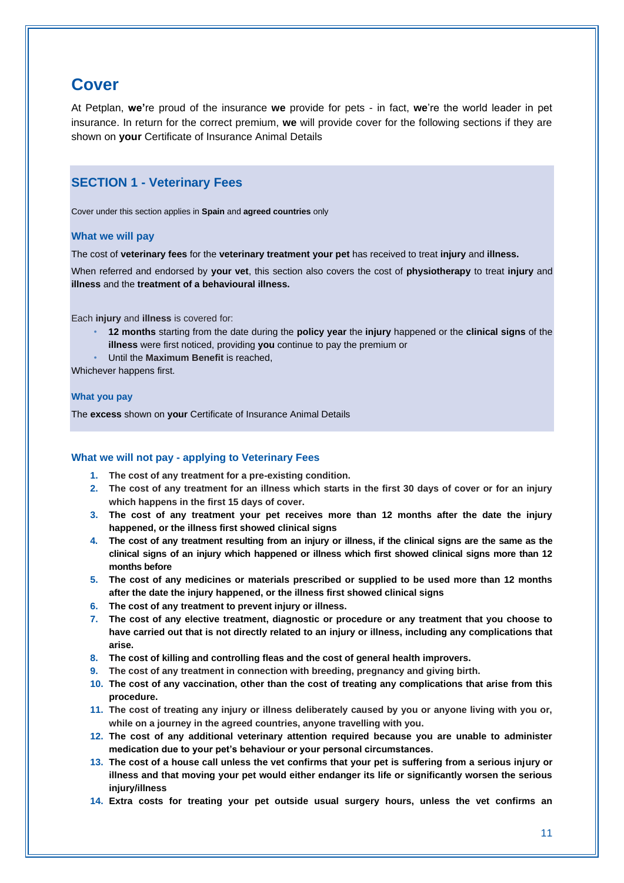# Cover

At Petplan, **we'**re proud of the insurance **we** provide for pets - in fact, **we**'re the world leader in pet insurance. In return for the correct premium, **we** will provide cover for the following sections if they are shown on **your** Certificate of Insurance Animal Details

## SECTION 1 - Veterinary Fees

Cover under this section applies in **Spain** and **agreed countries** only

### What we will pay

The cost of **veterinary fees** for the **veterinary treatment your pet** has received to treat **injury** and **illness.**

When referred and endorsed by **your vet**, this section also covers the cost of **physiotherapy** to treat **injury** and **illness** and the **treatment of a behavioural illness.**

Each **injury** and **illness** is covered for:

- **12 months** starting from the date during the **policy year** the **injury** happened or the **clinical signs** of the **illness** were first noticed, providing **you** continue to pay the premium or
- Until the **Maximum Benefit** is reached,

Whichever happens first.

### What you pay

The **excess** shown on **your** Certificate of Insurance Animal Details

### What we will not pay - applying to Veterinary Fees

1. **The cost of any treatment for a pre-existing condition.**
2. **The cost of any treatment for an illness which starts in the first 30 days of cover or for an injury which happens in the first 15 days of cover.**
3. **The cost of any treatment your pet receives more than 12 months after the date the injury happened, or the illness first showed clinical signs**
4. **The cost of any treatment resulting from an injury or illness, if the clinical signs are the same as the clinical signs of an injury which happened or illness which first showed clinical signs more than 12 months before**
5. **The cost of any medicines or materials prescribed or supplied to be used more than 12 months after the date the injury happened, or the illness first showed clinical signs**
6. **The cost of any treatment to prevent injury or illness.**
7. **The cost of any elective treatment, diagnostic or procedure or any treatment that you choose to have carried out that is not directly related to an injury or illness, including any complications that arise.**
8. **The cost of killing and controlling fleas and the cost of general health improvers.**
9. **The cost of any treatment in connection with breeding, pregnancy and giving birth.**
10. **The cost of any vaccination, other than the cost of treating any complications that arise from this procedure.**
11. **The cost of treating any injury or illness deliberately caused by you or anyone living with you or, while on a journey in the agreed countries, anyone travelling with you.**
12. **The cost of any additional veterinary attention required because you are unable to administer medication due to your pet's behaviour or your personal circumstances.**
13. **The cost of a house call unless the vet confirms that your pet is suffering from a serious injury or illness and that moving your pet would either endanger its life or significantly worsen the serious injury/illness**
14. **Extra costs for treating your pet outside usual surgery hours, unless the vet confirms an**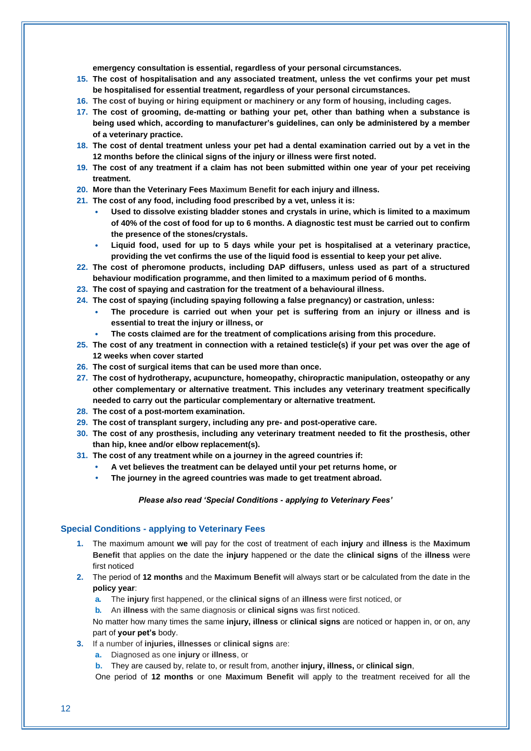**emergency consultation is essential, regardless of your personal circumstances.**

15. **The cost of hospitalisation and any associated treatment, unless the vet confirms your pet must be hospitalised for essential treatment, regardless of your personal circumstances.**
16. **The cost of buying or hiring equipment or machinery or any form of housing, including cages.**
17. **The cost of grooming, de-matting or bathing your pet, other than bathing when a substance is being used which, according to manufacturer's guidelines, can only be administered by a member of a veterinary practice.**
18. **The cost of dental treatment unless your pet had a dental examination carried out by a vet in the 12 months before the clinical signs of the injury or illness were first noted.**
19. **The cost of any treatment if a claim has not been submitted within one year of your pet receiving treatment.**
20. **More than the Veterinary Fees Maximum Benefit for each injury and illness.**
21. **The cost of any food, including food prescribed by a vet, unless it is:**
    - **Used to dissolve existing bladder stones and crystals in urine, which is limited to a maximum of 40% of the cost of food for up to 6 months. A diagnostic test must be carried out to confirm the presence of the stones/crystals.**
    - **Liquid food, used for up to 5 days while your pet is hospitalised at a veterinary practice, providing the vet confirms the use of the liquid food is essential to keep your pet alive.**
22. **The cost of pheromone products, including DAP diffusers, unless used as part of a structured behaviour modification programme, and then limited to a maximum period of 6 months.**
23. **The cost of spaying and castration for the treatment of a behavioural illness.**
24. **The cost of spaying (including spaying following a false pregnancy) or castration, unless:**
    - **The procedure is carried out when your pet is suffering from an injury or illness and is essential to treat the injury or illness, or**
    - **The costs claimed are for the treatment of complications arising from this procedure.**
25. **The cost of any treatment in connection with a retained testicle(s) if your pet was over the age of 12 weeks when cover started**
26. **The cost of surgical items that can be used more than once.**
27. **The cost of hydrotherapy, acupuncture, homeopathy, chiropractic manipulation, osteopathy or any other complementary or alternative treatment. This includes any veterinary treatment specifically needed to carry out the particular complementary or alternative treatment.**
28. **The cost of a post-mortem examination.**
29. **The cost of transplant surgery, including any pre- and post-operative care.**
30. **The cost of any prosthesis, including any veterinary treatment needed to fit the prosthesis, other than hip, knee and/or elbow replacement(s).**
31. **The cost of any treatment while on a journey in the agreed countries if:**
    - **A vet believes the treatment can be delayed until your pet returns home, or**
    - **The journey in the agreed countries was made to get treatment abroad.**

***Please also read 'Special Conditions - applying to Veterinary Fees'***

## Special Conditions - applying to Veterinary Fees

1. The maximum amount **we** will pay for the cost of treatment of each **injury** and **illness** is the **Maximum Benefit** that applies on the date the **injury** happened or the date the **clinical signs** of the **illness** were first noticed
2. The period of **12 months** and the **Maximum Benefit** will always start or be calculated from the date in the **policy year**:
   a. The **injury** first happened, or the **clinical signs** of an **illness** were first noticed, or
   b. An **illness** with the same diagnosis or **clinical signs** was first noticed.

   No matter how many times the same **injury, illness** or **clinical signs** are noticed or happen in, or on, any part of **your pet's** body.
3. If a number of **injuries, illnesses** or **clinical signs** are:
   a. Diagnosed as one **injury** or **illness**, or
   b. They are caused by, relate to, or result from, another **injury, illness,** or **clinical sign**,

   One period of **12 months** or one **Maximum Benefit** will apply to the treatment received for all the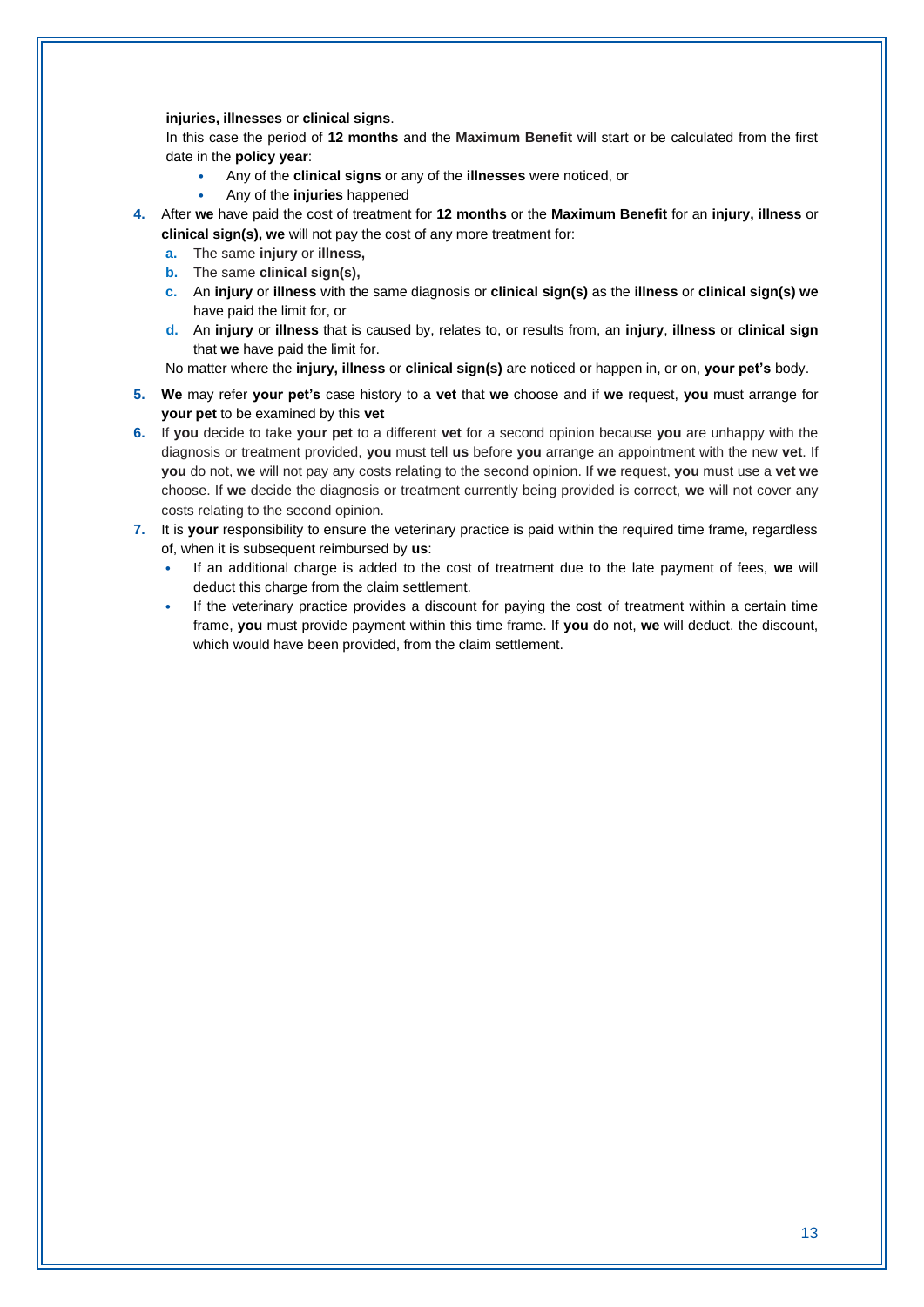**injuries, illnesses** or **clinical signs**.

In this case the period of **12 months** and the **Maximum Benefit** will start or be calculated from the first date in the **policy year**:

- Any of the **clinical signs** or any of the **illnesses** were noticed, or
- Any of the **injuries** happened

4. After **we** have paid the cost of treatment for **12 months** or the **Maximum Benefit** for an **injury, illness** or **clinical sign(s), we** will not pay the cost of any more treatment for:
   a. The same **injury** or **illness,**
   b. The same **clinical sign(s),**
   c. An **injury** or **illness** with the same diagnosis or **clinical sign(s)** as the **illness** or **clinical sign(s) we** have paid the limit for, or
   d. An **injury** or **illness** that is caused by, relates to, or results from, an **injury**, **illness** or **clinical sign** that **we** have paid the limit for.

   No matter where the **injury, illness** or **clinical sign(s)** are noticed or happen in, or on, **your pet's** body.
5. **We** may refer **your pet's** case history to a **vet** that **we** choose and if **we** request, **you** must arrange for **your pet** to be examined by this **vet**
6. If **you** decide to take **your pet** to a different **vet** for a second opinion because **you** are unhappy with the diagnosis or treatment provided, **you** must tell **us** before **you** arrange an appointment with the new **vet**. If **you** do not, **we** will not pay any costs relating to the second opinion. If **we** request, **you** must use a **vet we** choose. If **we** decide the diagnosis or treatment currently being provided is correct, **we** will not cover any costs relating to the second opinion.
7. It is **your** responsibility to ensure the veterinary practice is paid within the required time frame, regardless of, when it is subsequent reimbursed by **us**:
   - If an additional charge is added to the cost of treatment due to the late payment of fees, **we** will deduct this charge from the claim settlement.
   - If the veterinary practice provides a discount for paying the cost of treatment within a certain time frame, **you** must provide payment within this time frame. If **you** do not, **we** will deduct. the discount, which would have been provided, from the claim settlement.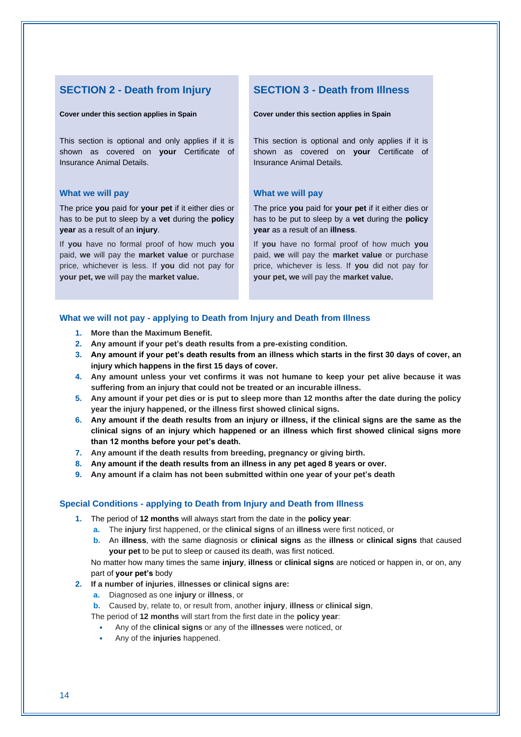## SECTION 2 - Death from Injury

**Cover under this section applies in Spain**

This section is optional and only applies if it is shown as covered on **your** Certificate of Insurance Animal Details.

### What we will pay

The price **you** paid for **your pet** if it either dies or has to be put to sleep by a **vet** during the **policy year** as a result of an **injury**.

If **you** have no formal proof of how much **you** paid, **we** will pay the **market value** or purchase price, whichever is less. If **you** did not pay for **your pet, we** will pay the **market value.**

## SECTION 3 - Death from Illness

**Cover under this section applies in Spain**

This section is optional and only applies if it is shown as covered on **your** Certificate of Insurance Animal Details.

### What we will pay

The price **you** paid for **your pet** if it either dies or has to be put to sleep by a **vet** during the **policy year** as a result of an **illness**.

If **you** have no formal proof of how much **you** paid, **we** will pay the **market value** or purchase price, whichever is less. If **you** did not pay for **your pet, we** will pay the **market value.**

### What we will not pay - applying to Death from Injury and Death from Illness

1. **More than the Maximum Benefit.**
2. **Any amount if your pet's death results from a pre-existing condition.**
3. **Any amount if your pet's death results from an illness which starts in the first 30 days of cover, an injury which happens in the first 15 days of cover.**
4. **Any amount unless your vet confirms it was not humane to keep your pet alive because it was suffering from an injury that could not be treated or an incurable illness.**
5. **Any amount if your pet dies or is put to sleep more than 12 months after the date during the policy year the injury happened, or the illness first showed clinical signs.**
6. **Any amount if the death results from an injury or illness, if the clinical signs are the same as the clinical signs of an injury which happened or an illness which first showed clinical signs more than 12 months before your pet's death.**
7. **Any amount if the death results from breeding, pregnancy or giving birth.**
8. **Any amount if the death results from an illness in any pet aged 8 years or over.**
9. **Any amount if a claim has not been submitted within one year of your pet's death**

### Special Conditions - applying to Death from Injury and Death from Illness

1. The period of **12 months** will always start from the date in the **policy year**:
   a. The **injury** first happened, or the **clinical signs** of an **illness** were first noticed, or
   b. An **illness**, with the same diagnosis or **clinical signs** as the **illness** or **clinical signs** that caused **your pet** to be put to sleep or caused its death, was first noticed.

   No matter how many times the same **injury**, **illness** or **clinical signs** are noticed or happen in, or on, any part of **your pet's** body
2. **If a number of injuries**, **illnesses or clinical signs are:**
   a. Diagnosed as one **injury** or **illness**, or
   b. Caused by, relate to, or result from, another **injury**, **illness** or **clinical sign**,

   The period of **12 months** will start from the first date in the **policy year**:
   - Any of the **clinical signs** or any of the **illnesses** were noticed, or
   - Any of the **injuries** happened.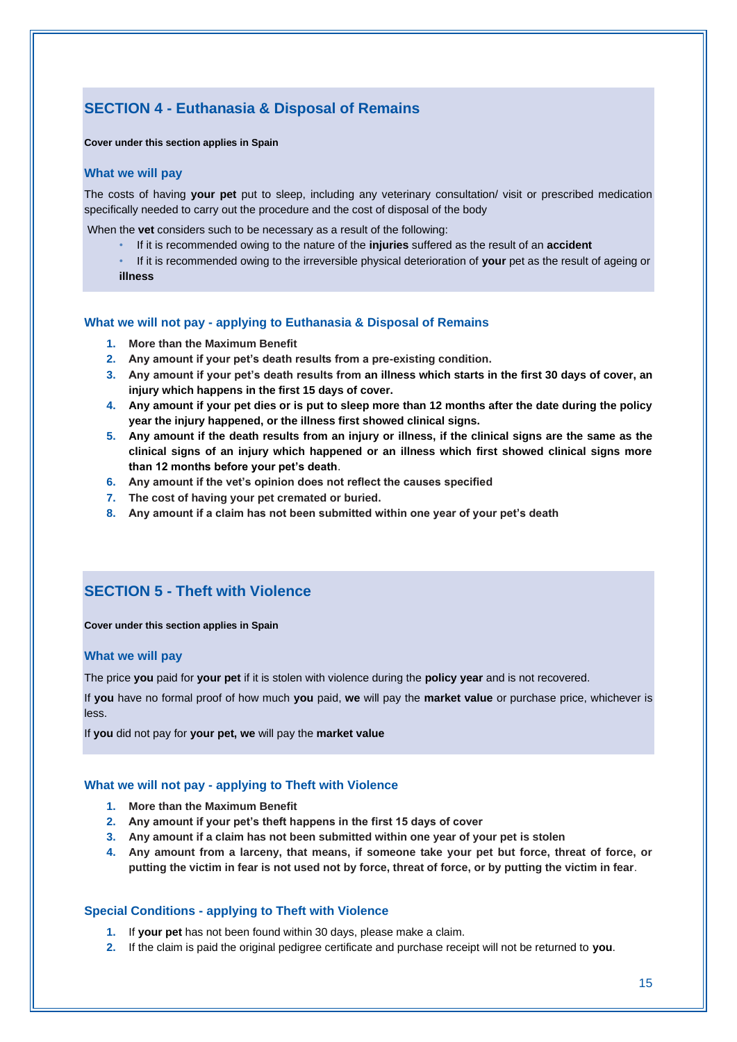## SECTION 4 - Euthanasia & Disposal of Remains

**Cover under this section applies in Spain**

### What we will pay

The costs of having **your pet** put to sleep, including any veterinary consultation/ visit or prescribed medication specifically needed to carry out the procedure and the cost of disposal of the body

When the **vet** considers such to be necessary as a result of the following:

- If it is recommended owing to the nature of the **injuries** suffered as the result of an **accident**
- If it is recommended owing to the irreversible physical deterioration of **your** pet as the result of ageing or **illness**

### What we will not pay - applying to Euthanasia & Disposal of Remains

1. **More than the Maximum Benefit**
2. **Any amount if your pet's death results from a pre-existing condition.**
3. **Any amount if your pet's death results from an illness which starts in the first 30 days of cover, an injury which happens in the first 15 days of cover.**
4. **Any amount if your pet dies or is put to sleep more than 12 months after the date during the policy year the injury happened, or the illness first showed clinical signs.**
5. **Any amount if the death results from an injury or illness, if the clinical signs are the same as the clinical signs of an injury which happened or an illness which first showed clinical signs more than 12 months before your pet's death**.
6. **Any amount if the vet's opinion does not reflect the causes specified**
7. **The cost of having your pet cremated or buried.**
8. **Any amount if a claim has not been submitted within one year of your pet's death**

## SECTION 5 - Theft with Violence

**Cover under this section applies in Spain**

### What we will pay

The price **you** paid for **your pet** if it is stolen with violence during the **policy year** and is not recovered.

If **you** have no formal proof of how much **you** paid, **we** will pay the **market value** or purchase price, whichever is less.

If **you** did not pay for **your pet, we** will pay the **market value**

### What we will not pay - applying to Theft with Violence

1. **More than the Maximum Benefit**
2. **Any amount if your pet's theft happens in the first 15 days of cover**
3. **Any amount if a claim has not been submitted within one year of your pet is stolen**
4. **Any amount from a larceny, that means, if someone take your pet but force, threat of force, or putting the victim in fear is not used not by force, threat of force, or by putting the victim in fear**.

### Special Conditions - applying to Theft with Violence

1. If **your pet** has not been found within 30 days, please make a claim.
2. If the claim is paid the original pedigree certificate and purchase receipt will not be returned to **you**.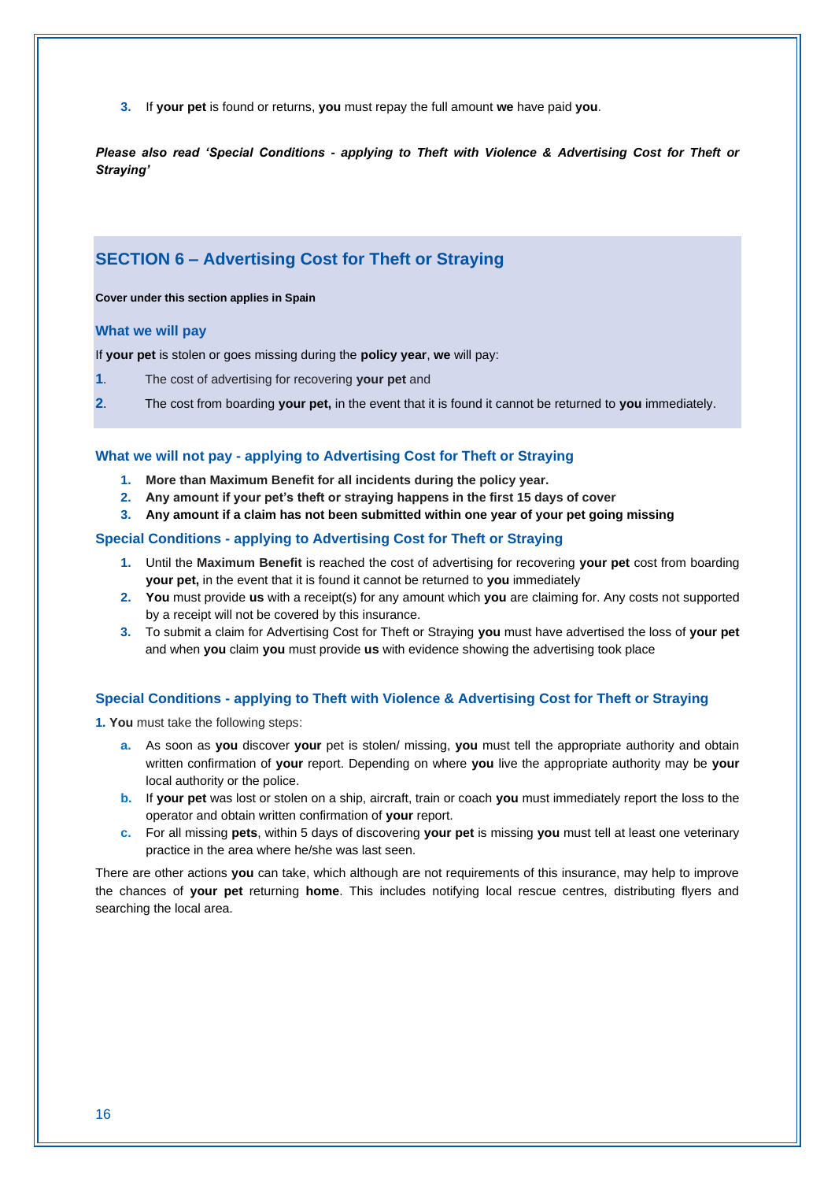3. If **your pet** is found or returns, **you** must repay the full amount **we** have paid **you**.

***Please also read 'Special Conditions - applying to Theft with Violence & Advertising Cost for Theft or Straying'***

## SECTION 6 – Advertising Cost for Theft or Straying

**Cover under this section applies in Spain**

### What we will pay

If **your pet** is stolen or goes missing during the **policy year**, **we** will pay:

1. The cost of advertising for recovering **your pet** and
2. The cost from boarding **your pet,** in the event that it is found it cannot be returned to **you** immediately.

### What we will not pay - applying to Advertising Cost for Theft or Straying

1. **More than Maximum Benefit for all incidents during the policy year.**
2. **Any amount if your pet's theft or straying happens in the first 15 days of cover**
3. **Any amount if a claim has not been submitted within one year of your pet going missing**

### Special Conditions - applying to Advertising Cost for Theft or Straying

1. Until the **Maximum Benefit** is reached the cost of advertising for recovering **your pet** cost from boarding **your pet,** in the event that it is found it cannot be returned to **you** immediately
2. **You** must provide **us** with a receipt(s) for any amount which **you** are claiming for. Any costs not supported by a receipt will not be covered by this insurance.
3. To submit a claim for Advertising Cost for Theft or Straying **you** must have advertised the loss of **your pet** and when **you** claim **you** must provide **us** with evidence showing the advertising took place

### Special Conditions - applying to Theft with Violence & Advertising Cost for Theft or Straying

1. **You** must take the following steps:

   a. As soon as **you** discover **your** pet is stolen/ missing, **you** must tell the appropriate authority and obtain written confirmation of **your** report. Depending on where **you** live the appropriate authority may be **your** local authority or the police.

   b. If **your pet** was lost or stolen on a ship, aircraft, train or coach **you** must immediately report the loss to the operator and obtain written confirmation of **your** report.

   c. For all missing **pets**, within 5 days of discovering **your pet** is missing **you** must tell at least one veterinary practice in the area where he/she was last seen.

There are other actions **you** can take, which although are not requirements of this insurance, may help to improve the chances of **your pet** returning **home**. This includes notifying local rescue centres, distributing flyers and searching the local area.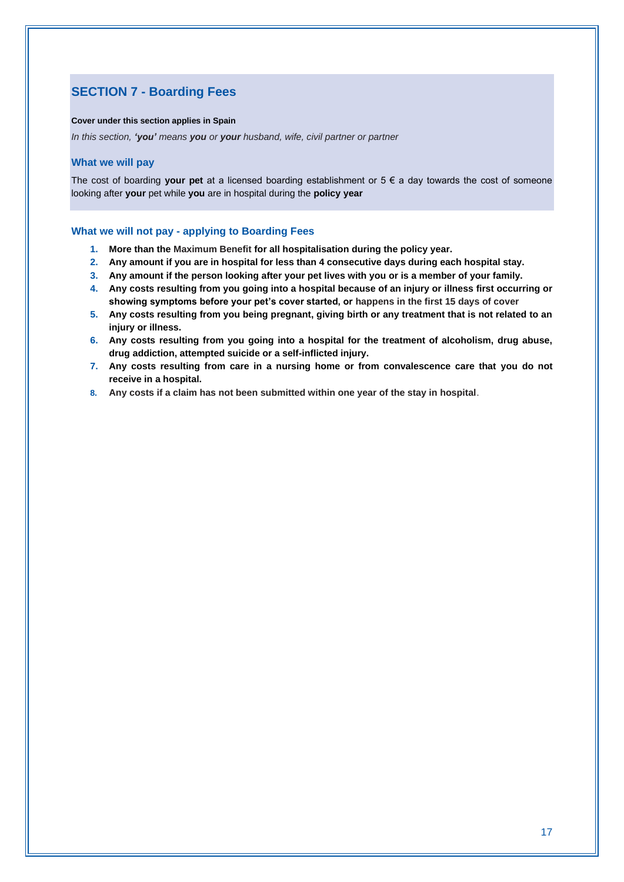## SECTION 7 - Boarding Fees

**Cover under this section applies in Spain**

*In this section, **'you'** means **you** or **your** husband, wife, civil partner or partner*

### What we will pay

The cost of boarding **your pet** at a licensed boarding establishment or 5 € a day towards the cost of someone looking after **your** pet while **you** are in hospital during the **policy year**

### What we will not pay - applying to Boarding Fees

1. **More than the Maximum Benefit for all hospitalisation during the policy year.**
2. **Any amount if you are in hospital for less than 4 consecutive days during each hospital stay.**
3. **Any amount if the person looking after your pet lives with you or is a member of your family.**
4. **Any costs resulting from you going into a hospital because of an injury or illness first occurring or showing symptoms before your pet's cover started, or happens in the first 15 days of cover**
5. **Any costs resulting from you being pregnant, giving birth or any treatment that is not related to an injury or illness.**
6. **Any costs resulting from you going into a hospital for the treatment of alcoholism, drug abuse, drug addiction, attempted suicide or a self-inflicted injury.**
7. **Any costs resulting from care in a nursing home or from convalescence care that you do not receive in a hospital.**
8. **Any costs if a claim has not been submitted within one year of the stay in hospital**.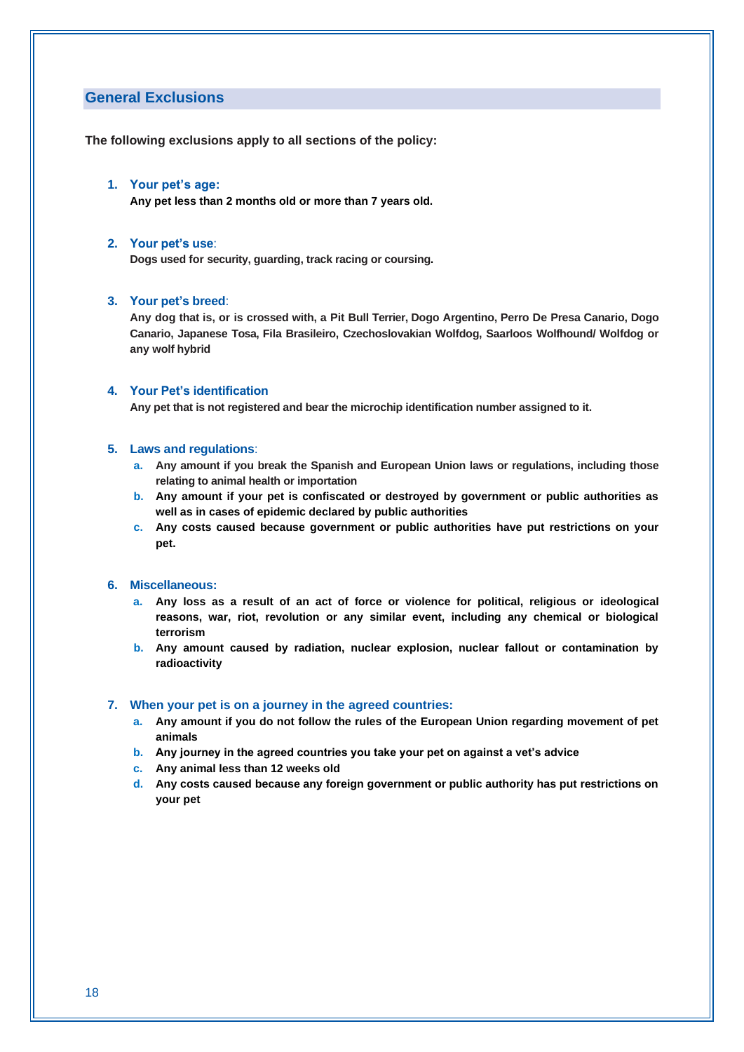## General Exclusions

**The following exclusions apply to all sections of the policy:**

1. **Your pet's age:**
   **Any pet less than 2 months old or more than 7 years old.**

2. **Your pet's use**:
   **Dogs used for security, guarding, track racing or coursing.**

3. **Your pet's breed**:
   **Any dog that is, or is crossed with, a Pit Bull Terrier, Dogo Argentino, Perro De Presa Canario, Dogo Canario, Japanese Tosa, Fila Brasileiro, Czechoslovakian Wolfdog, Saarloos Wolfhound/ Wolfdog or any wolf hybrid**

4. **Your Pet's identification**
   **Any pet that is not registered and bear the microchip identification number assigned to it.**

5. **Laws and regulations**:
   a. **Any amount if you break the Spanish and European Union laws or regulations, including those relating to animal health or importation**
   b. **Any amount if your pet is confiscated or destroyed by government or public authorities as well as in cases of epidemic declared by public authorities**
   c. **Any costs caused because government or public authorities have put restrictions on your pet.**

6. **Miscellaneous:**
   a. **Any loss as a result of an act of force or violence for political, religious or ideological reasons, war, riot, revolution or any similar event, including any chemical or biological terrorism**
   b. **Any amount caused by radiation, nuclear explosion, nuclear fallout or contamination by radioactivity**

7. **When your pet is on a journey in the agreed countries:**
   a. **Any amount if you do not follow the rules of the European Union regarding movement of pet animals**
   b. **Any journey in the agreed countries you take your pet on against a vet's advice**
   c. **Any animal less than 12 weeks old**
   d. **Any costs caused because any foreign government or public authority has put restrictions on your pet**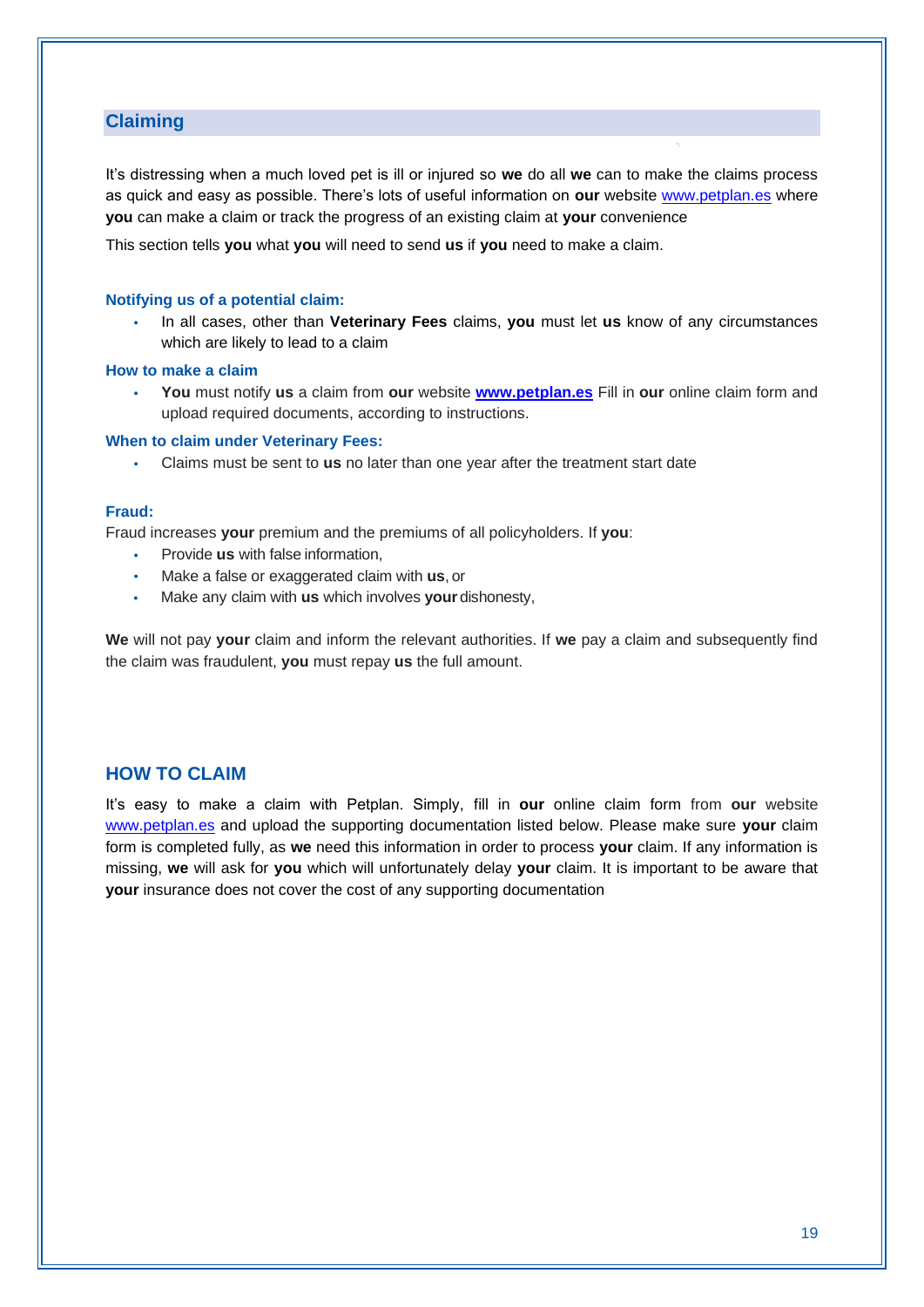## Claiming

It's distressing when a much loved pet is ill or injured so **we** do all **we** can to make the claims process as quick and easy as possible. There's lots of useful information on **our** website www.petplan.es where **you** can make a claim or track the progress of an existing claim at **your** convenience

This section tells **you** what **you** will need to send **us** if **you** need to make a claim.

### Notifying us of a potential claim:

- In all cases, other than **Veterinary Fees** claims, **you** must let **us** know of any circumstances which are likely to lead to a claim

### How to make a claim

- **You** must notify **us** a claim from **our** website **www.petplan.es** Fill in **our** online claim form and upload required documents, according to instructions.

### When to claim under Veterinary Fees:

- Claims must be sent to **us** no later than one year after the treatment start date

### Fraud:

Fraud increases **your** premium and the premiums of all policyholders. If **you**:

- Provide **us** with false information,
- Make a false or exaggerated claim with **us**, or
- Make any claim with **us** which involves **your** dishonesty,

**We** will not pay **your** claim and inform the relevant authorities. If **we** pay a claim and subsequently find the claim was fraudulent, **you** must repay **us** the full amount.

## HOW TO CLAIM

It's easy to make a claim with Petplan. Simply, fill in **our** online claim form from **our** website www.petplan.es and upload the supporting documentation listed below. Please make sure **your** claim form is completed fully, as **we** need this information in order to process **your** claim. If any information is missing, **we** will ask for **you** which will unfortunately delay **your** claim. It is important to be aware that **your** insurance does not cover the cost of any supporting documentation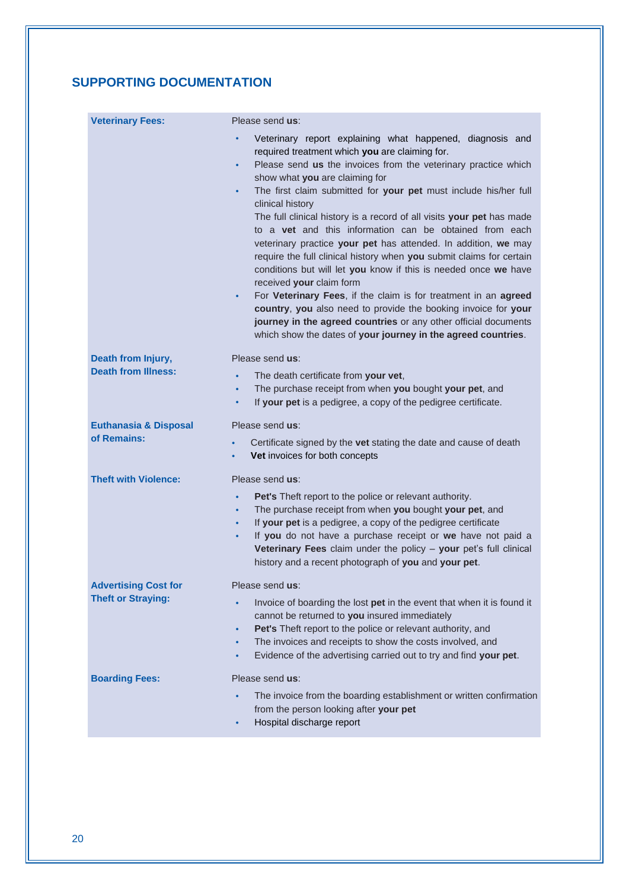## SUPPORTING DOCUMENTATION

**Veterinary Fees:**

Please send **us**:

- Veterinary report explaining what happened, diagnosis and required treatment which **you** are claiming for.
- Please send **us** the invoices from the veterinary practice which show what **you** are claiming for
- The first claim submitted for **your pet** must include his/her full clinical history
  The full clinical history is a record of all visits **your pet** has made to a **vet** and this information can be obtained from each veterinary practice **your pet** has attended. In addition, **we** may require the full clinical history when **you** submit claims for certain conditions but will let **you** know if this is needed once **we** have received **your** claim form
- For **Veterinary Fees**, if the claim is for treatment in an **agreed country**, **you** also need to provide the booking invoice for **your journey in the agreed countries** or any other official documents which show the dates of **your journey in the agreed countries**.

**Death from Injury, Death from Illness:**

Please send **us**:

- The death certificate from **your vet**,
- The purchase receipt from when **you** bought **your pet**, and
- If **your pet** is a pedigree, a copy of the pedigree certificate.

**Euthanasia & Disposal of Remains:**

Please send **us**:

- Certificate signed by the **vet** stating the date and cause of death
- **Vet** invoices for both concepts

**Theft with Violence:**

Please send **us**:

- **Pet's** Theft report to the police or relevant authority.
- The purchase receipt from when **you** bought **your pet**, and
- If **your pet** is a pedigree, a copy of the pedigree certificate
- If **you** do not have a purchase receipt or **we** have not paid a **Veterinary Fees** claim under the policy – **your** pet's full clinical history and a recent photograph of **you** and **your pet**.

**Advertising Cost for Theft or Straying:**

Please send **us**:

- Invoice of boarding the lost **pet** in the event that when it is found it cannot be returned to **you** insured immediately
- **Pet's** Theft report to the police or relevant authority, and
- The invoices and receipts to show the costs involved, and
- Evidence of the advertising carried out to try and find **your pet**.

**Boarding Fees:**

Please send **us**:

- The invoice from the boarding establishment or written confirmation from the person looking after **your pet**
- Hospital discharge report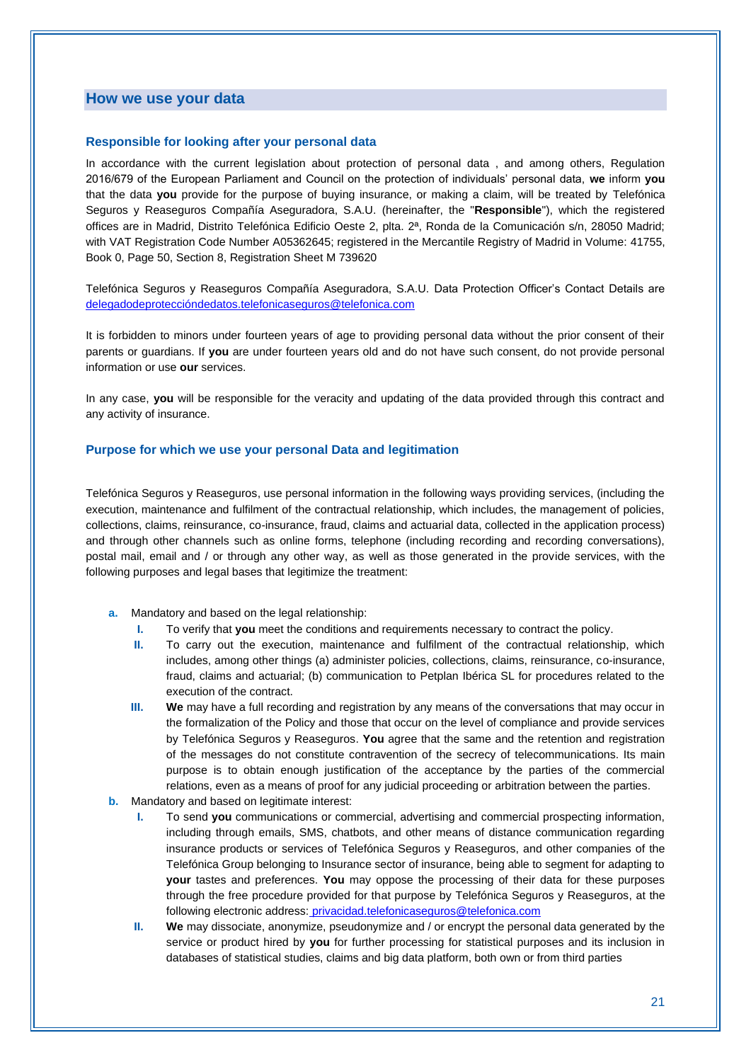## How we use your data

### Responsible for looking after your personal data

In accordance with the current legislation about protection of personal data , and among others, Regulation 2016/679 of the European Parliament and Council on the protection of individuals' personal data, **we** inform **you** that the data **you** provide for the purpose of buying insurance, or making a claim, will be treated by Telefónica Seguros y Reaseguros Compañía Aseguradora, S.A.U. (hereinafter, the "**Responsible**"), which the registered offices are in Madrid, Distrito Telefónica Edificio Oeste 2, plta. 2ª, Ronda de la Comunicación s/n, 28050 Madrid; with VAT Registration Code Number A05362645; registered in the Mercantile Registry of Madrid in Volume: 41755, Book 0, Page 50, Section 8, Registration Sheet M 739620

Telefónica Seguros y Reaseguros Compañía Aseguradora, S.A.U. Data Protection Officer's Contact Details are delegadodeprotecciόndedatos.telefonicaseguros@telefonica.com

It is forbidden to minors under fourteen years of age to providing personal data without the prior consent of their parents or guardians. If **you** are under fourteen years old and do not have such consent, do not provide personal information or use **our** services.

In any case, **you** will be responsible for the veracity and updating of the data provided through this contract and any activity of insurance.

### Purpose for which we use your personal Data and legitimation

Telefónica Seguros y Reaseguros, use personal information in the following ways providing services, (including the execution, maintenance and fulfilment of the contractual relationship, which includes, the management of policies, collections, claims, reinsurance, co-insurance, fraud, claims and actuarial data, collected in the application process) and through other channels such as online forms, telephone (including recording and recording conversations), postal mail, email and / or through any other way, as well as those generated in the provide services, with the following purposes and legal bases that legitimize the treatment:

**a.** Mandatory and based on the legal relationship:

   **I.** To verify that **you** meet the conditions and requirements necessary to contract the policy.

   **II.** To carry out the execution, maintenance and fulfilment of the contractual relationship, which includes, among other things (a) administer policies, collections, claims, reinsurance, co-insurance, fraud, claims and actuarial; (b) communication to Petplan Ibérica SL for procedures related to the execution of the contract.

   **III.** **We** may have a full recording and registration by any means of the conversations that may occur in the formalization of the Policy and those that occur on the level of compliance and provide services by Telefónica Seguros y Reaseguros. **You** agree that the same and the retention and registration of the messages do not constitute contravention of the secrecy of telecommunications. Its main purpose is to obtain enough justification of the acceptance by the parties of the commercial relations, even as a means of proof for any judicial proceeding or arbitration between the parties.

**b.** Mandatory and based on legitimate interest:

   **I.** To send **you** communications or commercial, advertising and commercial prospecting information, including through emails, SMS, chatbots, and other means of distance communication regarding insurance products or services of Telefónica Seguros y Reaseguros, and other companies of the Telefónica Group belonging to Insurance sector of insurance, being able to segment for adapting to **your** tastes and preferences. **You** may oppose the processing of their data for these purposes through the free procedure provided for that purpose by Telefónica Seguros y Reaseguros, at the following electronic address: privacidad.telefonicaseguros@telefonica.com

   **II.** **We** may dissociate, anonymize, pseudonymize and / or encrypt the personal data generated by the service or product hired by **you** for further processing for statistical purposes and its inclusion in databases of statistical studies, claims and big data platform, both own or from third parties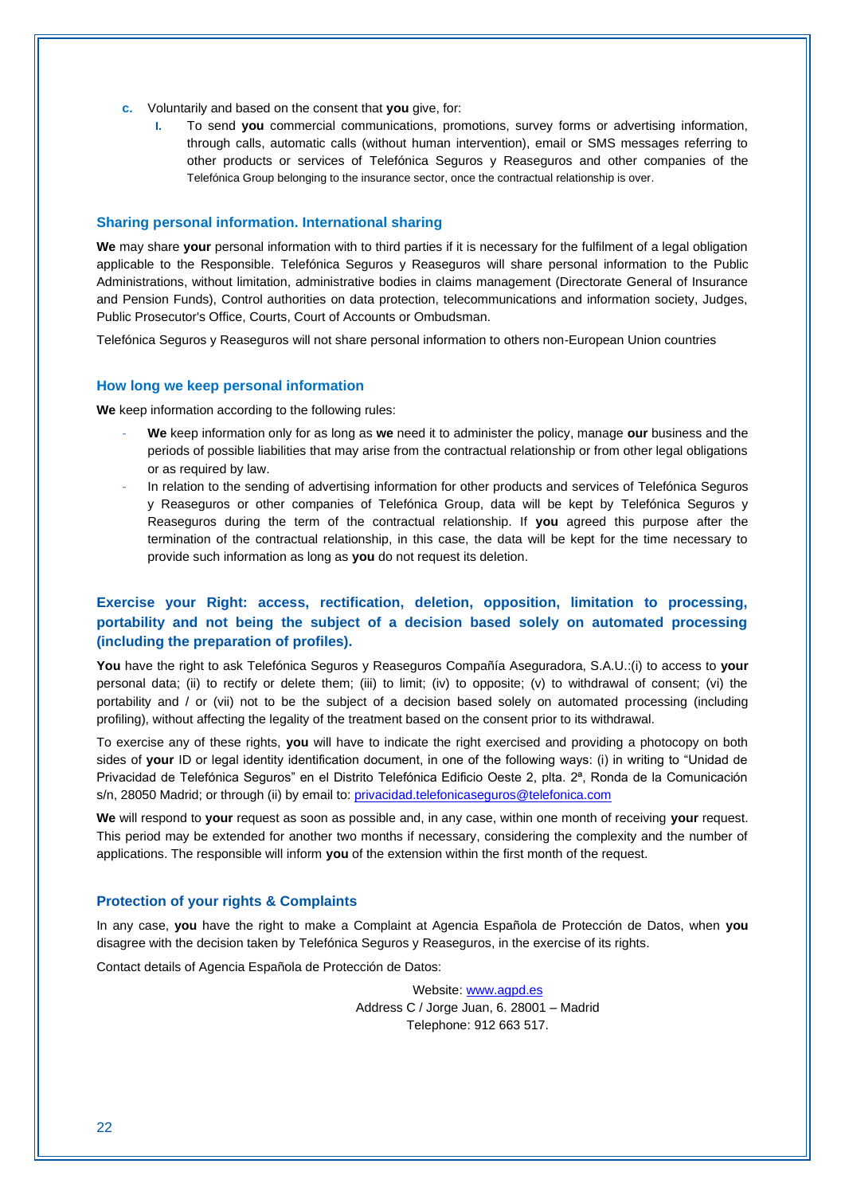c. Voluntarily and based on the consent that **you** give, for:

   I. To send **you** commercial communications, promotions, survey forms or advertising information, through calls, automatic calls (without human intervention), email or SMS messages referring to other products or services of Telefónica Seguros y Reaseguros and other companies of the Telefónica Group belonging to the insurance sector, once the contractual relationship is over.

### Sharing personal information. International sharing

**We** may share **your** personal information with to third parties if it is necessary for the fulfilment of a legal obligation applicable to the Responsible. Telefónica Seguros y Reaseguros will share personal information to the Public Administrations, without limitation, administrative bodies in claims management (Directorate General of Insurance and Pension Funds), Control authorities on data protection, telecommunications and information society, Judges, Public Prosecutor's Office, Courts, Court of Accounts or Ombudsman.

Telefónica Seguros y Reaseguros will not share personal information to others non-European Union countries

### How long we keep personal information

**We** keep information according to the following rules:

- **We** keep information only for as long as **we** need it to administer the policy, manage **our** business and the periods of possible liabilities that may arise from the contractual relationship or from other legal obligations or as required by law.
- In relation to the sending of advertising information for other products and services of Telefónica Seguros y Reaseguros or other companies of Telefónica Group, data will be kept by Telefónica Seguros y Reaseguros during the term of the contractual relationship. If **you** agreed this purpose after the termination of the contractual relationship, in this case, the data will be kept for the time necessary to provide such information as long as **you** do not request its deletion.

### Exercise your Right: access, rectification, deletion, opposition, limitation to processing, portability and not being the subject of a decision based solely on automated processing (including the preparation of profiles).

**You** have the right to ask Telefónica Seguros y Reaseguros Compañía Aseguradora, S.A.U.:(i) to access to **your** personal data; (ii) to rectify or delete them; (iii) to limit; (iv) to opposite; (v) to withdrawal of consent; (vi) the portability and / or (vii) not to be the subject of a decision based solely on automated processing (including profiling), without affecting the legality of the treatment based on the consent prior to its withdrawal.

To exercise any of these rights, **you** will have to indicate the right exercised and providing a photocopy on both sides of **your** ID or legal identity identification document, in one of the following ways: (i) in writing to "Unidad de Privacidad de Telefónica Seguros" en el Distrito Telefónica Edificio Oeste 2, plta. 2ª, Ronda de la Comunicación s/n, 28050 Madrid; or through (ii) by email to: privacidad.telefonicaseguros@telefonica.com

**We** will respond to **your** request as soon as possible and, in any case, within one month of receiving **your** request. This period may be extended for another two months if necessary, considering the complexity and the number of applications. The responsible will inform **you** of the extension within the first month of the request.

### Protection of your rights & Complaints

In any case, **you** have the right to make a Complaint at Agencia Española de Protección de Datos, when **you** disagree with the decision taken by Telefónica Seguros y Reaseguros, in the exercise of its rights.

Contact details of Agencia Española de Protección de Datos:

Website: www.agpd.es
Address C / Jorge Juan, 6. 28001 – Madrid
Telephone: 912 663 517.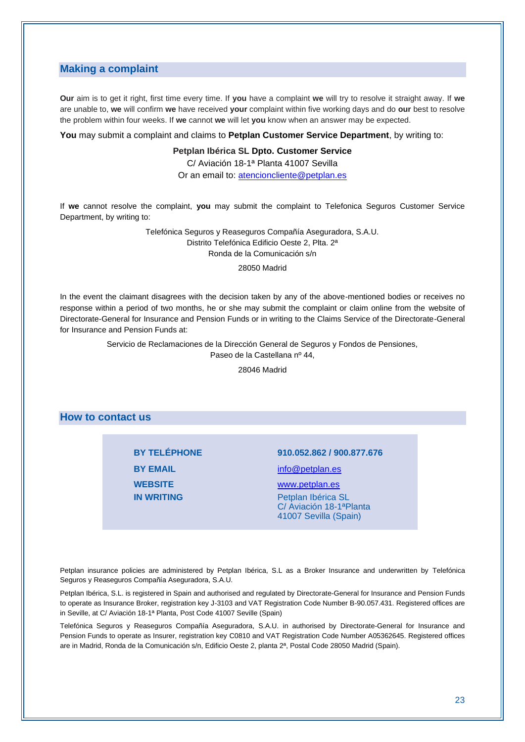## Making a complaint

**Our** aim is to get it right, first time every time. If **you** have a complaint **we** will try to resolve it straight away. If **we** are unable to, **we** will confirm **we** have received **your** complaint within five working days and do **our** best to resolve the problem within four weeks. If **we** cannot **we** will let **you** know when an answer may be expected.

**You** may submit a complaint and claims to **Petplan Customer Service Department**, by writing to:

**Petplan Ibérica SL Dpto. Customer Service**
C/ Aviación 18-1ª Planta 41007 Sevilla
Or an email to: atencioncliente@petplan.es

If **we** cannot resolve the complaint, **you** may submit the complaint to Telefonica Seguros Customer Service Department, by writing to:

Telefónica Seguros y Reaseguros Compañía Aseguradora, S.A.U.
Distrito Telefónica Edificio Oeste 2, Plta. 2ª
Ronda de la Comunicación s/n

28050 Madrid

In the event the claimant disagrees with the decision taken by any of the above-mentioned bodies or receives no response within a period of two months, he or she may submit the complaint or claim online from the website of Directorate-General for Insurance and Pension Funds or in writing to the Claims Service of the Directorate-General for Insurance and Pension Funds at:

Servicio de Reclamaciones de la Dirección General de Seguros y Fondos de Pensiones,
Paseo de la Castellana nº 44,

28046 Madrid

## How to contact us

| | |
|---|---|
| **BY TELÉPHONE** | **910.052.862 / 900.877.676** |
| **BY EMAIL** | info@petplan.es |
| **WEBSITE** | www.petplan.es |
| **IN WRITING** | Petplan Ibérica SL<br>C/ Aviación 18-1ªPlanta<br>41007 Sevilla (Spain) |

Petplan insurance policies are administered by Petplan Ibérica, S.L as a Broker Insurance and underwritten by Telefónica Seguros y Reaseguros Compañía Aseguradora, S.A.U.

Petplan Ibérica, S.L. is registered in Spain and authorised and regulated by Directorate-General for Insurance and Pension Funds to operate as Insurance Broker, registration key J-3103 and VAT Registration Code Number B-90.057.431. Registered offices are in Seville, at C/ Aviación 18-1ª Planta, Post Code 41007 Seville (Spain)

Telefónica Seguros y Reaseguros Compañía Aseguradora, S.A.U. in authorised by Directorate-General for Insurance and Pension Funds to operate as Insurer, registration key C0810 and VAT Registration Code Number A05362645. Registered offices are in Madrid, Ronda de la Comunicación s/n, Edificio Oeste 2, planta 2ª, Postal Code 28050 Madrid (Spain).